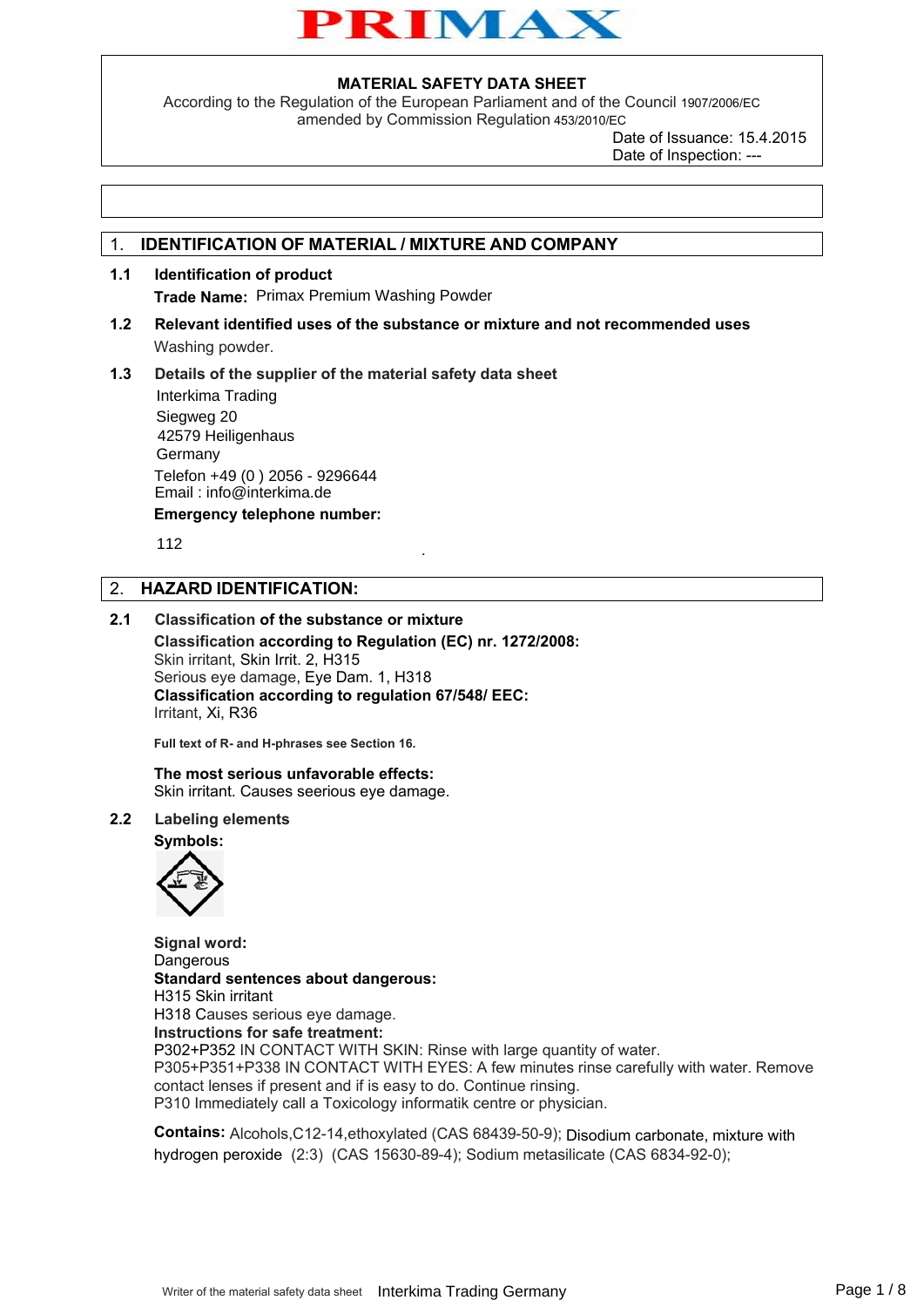PRIMAX

**MATERIAL SAFETY DATA SHEET**
According to the Regulation of the European Parliament and of the Council 1907/2006/EC
amended by Commission Regulation 453/2010/EC

Date of Issuance: 15.4.2015
Date of Inspection: ---

## 1. IDENTIFICATION OF MATERIAL / MIXTURE AND COMPANY

### 1.1 Identification of product

**Trade Name:** Primax Premium Washing Powder

### 1.2 Relevant identified uses of the substance or mixture and not recommended uses

Washing powder.

### 1.3 Details of the supplier of the material safety data sheet

Interkima Trading
Siegweg 20
42579 Heiligenhaus
Germany
Telefon +49 (0 ) 2056 - 9296644
Email : info@interkima.de

**Emergency telephone number:**

112

## 2. HAZARD IDENTIFICATION:

### 2.1 Classification of the substance or mixture

**Classification according to Regulation (EC) nr. 1272/2008:**
Skin irritant, Skin Irrit. 2, H315
Serious eye damage, Eye Dam. 1, H318

**Classification according to regulation 67/548/ EEC:**
Irritant, Xi, R36

**Full text of R- and H-phrases see Section 16.**

**The most serious unfavorable effects:**
Skin irritant. Causes seerious eye damage.

### 2.2 Labeling elements

**Symbols:**

**Signal word:**
Dangerous

**Standard sentences about dangerous:**
H315 Skin irritant
H318 Causes serious eye damage.

**Instructions for safe treatment:**
P302+P352 IN CONTACT WITH SKIN: Rinse with large quantity of water.
P305+P351+P338 IN CONTACT WITH EYES: A few minutes rinse carefully with water. Remove contact lenses if present and if is easy to do. Continue rinsing.
P310 Immediately call a Toxicology informatik centre or physician.

**Contains:** Alcohols,C12-14,ethoxylated (CAS 68439-50-9); Disodium carbonate, mixture with hydrogen peroxide (2:3) (CAS 15630-89-4); Sodium metasilicate (CAS 6834-92-0);

Writer of the material safety data sheet Interkima Trading Germany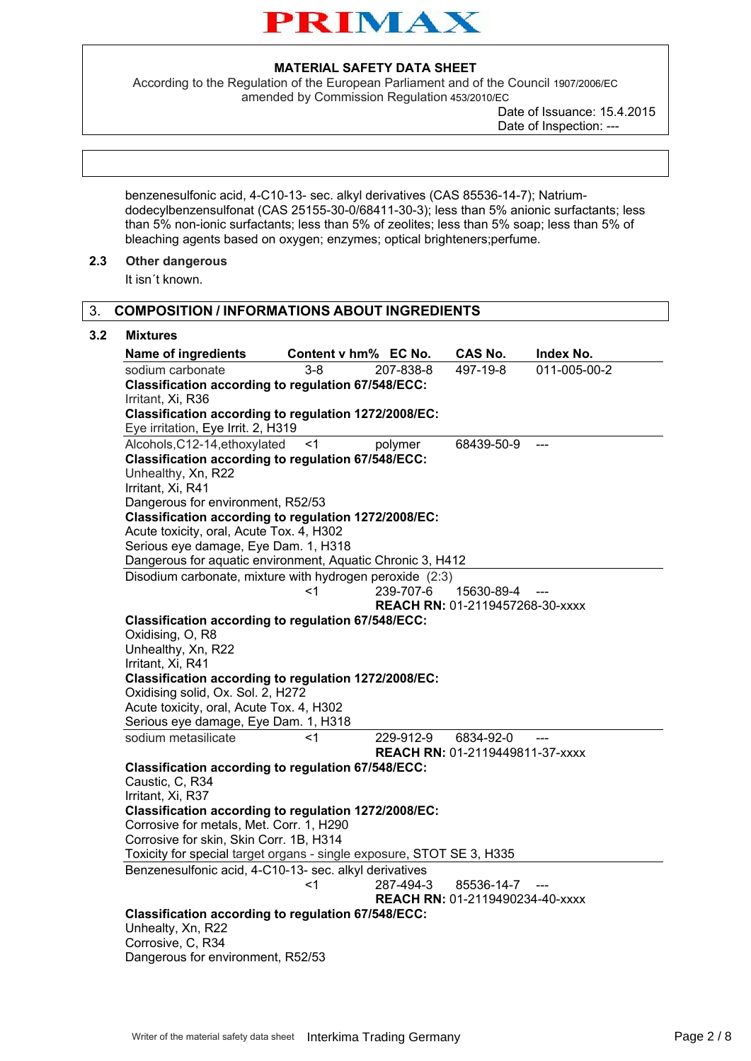**PRIMAX**

**MATERIAL SAFETY DATA SHEET**

According to the Regulation of the European Parliament and of the Council 1907/2006/EC amended by Commission Regulation 453/2010/EC

Date of Issuance: 15.4.2015
Date of Inspection: ---

benzenesulfonic acid, 4-C10-13- sec. alkyl derivatives (CAS 85536-14-7); Natrium-dodecylbenzensulfonat (CAS 25155-30-0/68411-30-3); less than 5% anionic surfactants; less than 5% non-ionic surfactants; less than 5% of zeolites; less than 5% soap; less than 5% of bleaching agents based on oxygen; enzymes; optical brighteners;perfume.

### 2.3 Other dangerous

It isn´t known.

## 3. COMPOSITION / INFORMATIONS ABOUT INGREDIENTS

### 3.2 Mixtures

| Name of ingredients | Content v hm% | EC No. | CAS No. | Index No. |
|---|---|---|---|---|
| sodium carbonate | 3-8 | 207-838-8 | 497-19-8 | 011-005-00-2 |

**Classification according to regulation 67/548/ECC:**
Irritant, Xi, R36
**Classification according to regulation 1272/2008/EC:**
Eye irritation, Eye Irrit. 2, H319

| Name of ingredients | Content v hm% | EC No. | CAS No. | Index No. |
|---|---|---|---|---|
| Alcohols,C12-14,ethoxylated | <1 | polymer | 68439-50-9 | --- |

**Classification according to regulation 67/548/ECC:**
Unhealthy, Xn, R22
Irritant, Xi, R41
Dangerous for environment, R52/53
**Classification according to regulation 1272/2008/EC:**
Acute toxicity, oral, Acute Tox. 4, H302
Serious eye damage, Eye Dam. 1, H318
Dangerous for aquatic environment, Aquatic Chronic 3, H412

| Name of ingredients | Content v hm% | EC No. | CAS No. | Index No. |
|---|---|---|---|---|
| Disodium carbonate, mixture with hydrogen peroxide (2:3) | <1 | 239-707-6 | 15630-89-4 | --- |

**REACH RN:** 01-2119457268-30-xxxx

**Classification according to regulation 67/548/ECC:**
Oxidising, O, R8
Unhealthy, Xn, R22
Irritant, Xi, R41
**Classification according to regulation 1272/2008/EC:**
Oxidising solid, Ox. Sol. 2, H272
Acute toxicity, oral, Acute Tox. 4, H302
Serious eye damage, Eye Dam. 1, H318

| Name of ingredients | Content v hm% | EC No. | CAS No. | Index No. |
|---|---|---|---|---|
| sodium metasilicate | <1 | 229-912-9 | 6834-92-0 | --- |

**REACH RN:** 01-2119449811-37-xxxx

**Classification according to regulation 67/548/ECC:**
Caustic, C, R34
Irritant, Xi, R37
**Classification according to regulation 1272/2008/EC:**
Corrosive for metals, Met. Corr. 1, H290
Corrosive for skin, Skin Corr. 1B, H314
Toxicity for special target organs - single exposure, STOT SE 3, H335

| Name of ingredients | Content v hm% | EC No. | CAS No. | Index No. |
|---|---|---|---|---|
| Benzenesulfonic acid, 4-C10-13- sec. alkyl derivatives | <1 | 287-494-3 | 85536-14-7 | --- |

**REACH RN:** 01-2119490234-40-xxxx

**Classification according to regulation 67/548/ECC:**
Unhealty, Xn, R22
Corrosive, C, R34
Dangerous for environment, R52/53

Writer of the material safety data sheet Interkima Trading Germany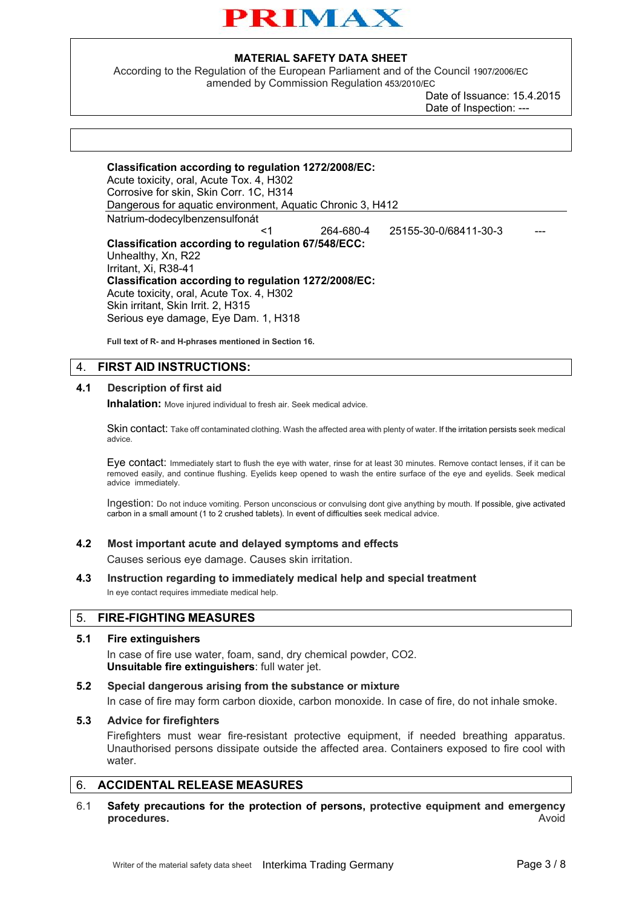**MATERIAL SAFETY DATA SHEET**

According to the Regulation of the European Parliament and of the Council 1907/2006/EC amended by Commission Regulation 453/2010/EC

Date of Issuance: 15.4.2015
Date of Inspection: ---

**Classification according to regulation 1272/2008/EC:**
Acute toxicity, oral, Acute Tox. 4, H302
Corrosive for skin, Skin Corr. 1C, H314
Dangerous for aquatic environment, Aquatic Chronic 3, H412

| Natrium-dodecylbenzensulfonát | | | | |
|---|---|---|---|---|
| | <1 | 264-680-4 | 25155-30-0/68411-30-3 | --- |

**Classification according to regulation 67/548/ECC:**
Unhealthy, Xn, R22
Irritant, Xi, R38-41
**Classification according to regulation 1272/2008/EC:**
Acute toxicity, oral, Acute Tox. 4, H302
Skin irritant, Skin Irrit. 2, H315
Serious eye damage, Eye Dam. 1, H318

**Full text of R- and H-phrases mentioned in Section 16.**

## 4. FIRST AID INSTRUCTIONS:

### 4.1 Description of first aid

**Inhalation:** Move injured individual to fresh air. Seek medical advice.

Skin contact: Take off contaminated clothing. Wash the affected area with plenty of water. If the irritation persists seek medical advice.

Eye contact: Immediately start to flush the eye with water, rinse for at least 30 minutes. Remove contact lenses, if it can be removed easily, and continue flushing. Eyelids keep opened to wash the entire surface of the eye and eyelids. Seek medical advice immediately.

Ingestion: Do not induce vomiting. Person unconscious or convulsing dont give anything by mouth. If possible, give activated carbon in a small amount (1 to 2 crushed tablets). In event of difficulties seek medical advice.

### 4.2 Most important acute and delayed symptoms and effects

Causes serious eye damage. Causes skin irritation.

### 4.3 Instruction regarding to immediately medical help and special treatment

In eye contact requires immediate medical help.

## 5. FIRE-FIGHTING MEASURES

### 5.1 Fire extinguishers

In case of fire use water, foam, sand, dry chemical powder, $CO_2$.
**Unsuitable fire extinguishers**: full water jet.

### 5.2 Special dangerous arising from the substance or mixture

In case of fire may form carbon dioxide, carbon monoxide. In case of fire, do not inhale smoke.

### 5.3 Advice for firefighters

Firefighters must wear fire-resistant protective equipment, if needed breathing apparatus. Unauthorised persons dissipate outside the affected area. Containers exposed to fire cool with water.

## 6. ACCIDENTAL RELEASE MEASURES

6.1 **Safety precautions for the protection of persons, protective equipment and emergency procedures.** Avoid

Writer of the material safety data sheet Interkima Trading Germany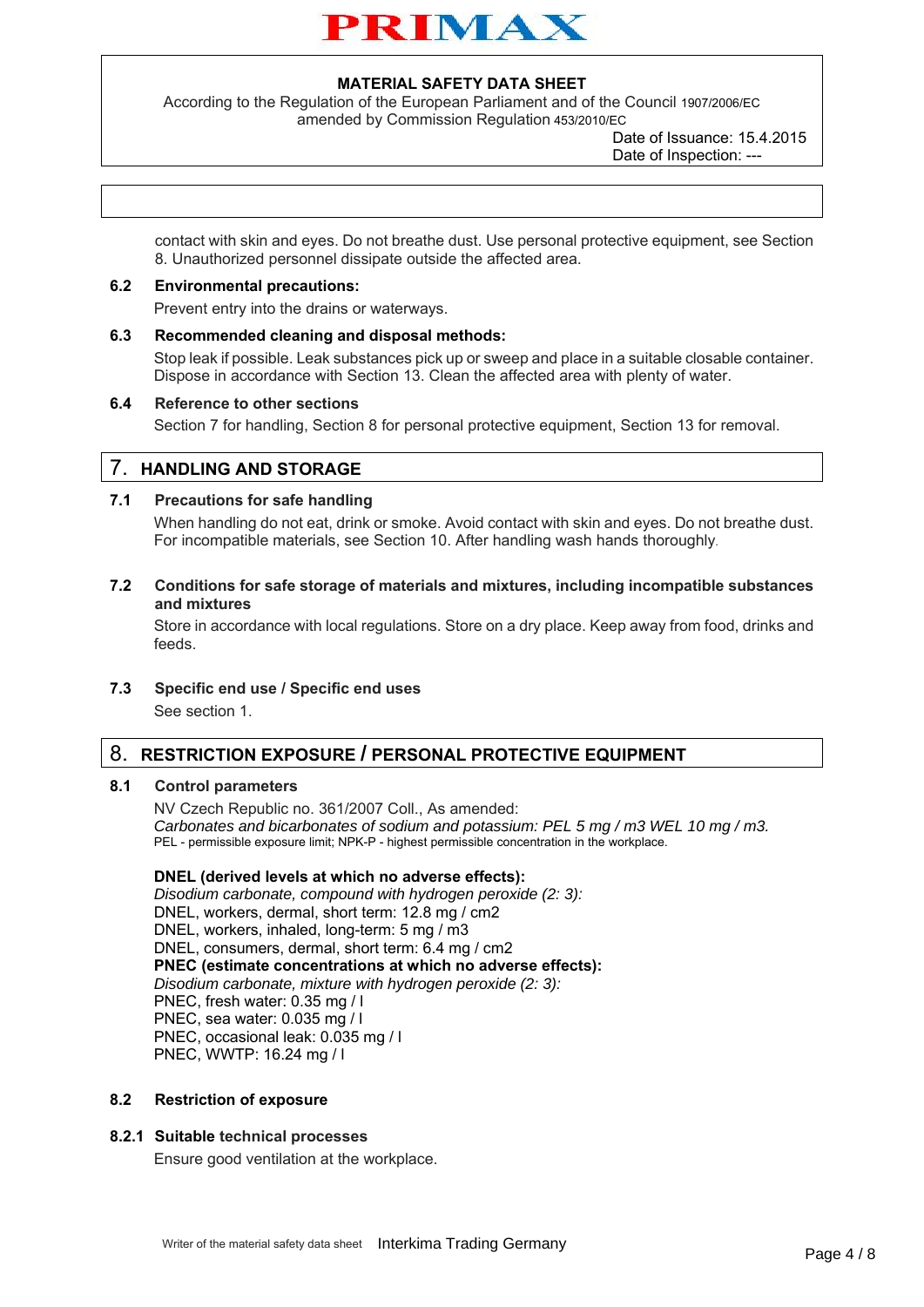contact with skin and eyes. Do not breathe dust. Use personal protective equipment, see Section 8. Unauthorized personnel dissipate outside the affected area.

### 6.2 Environmental precautions:

Prevent entry into the drains or waterways.

### 6.3 Recommended cleaning and disposal methods:

Stop leak if possible. Leak substances pick up or sweep and place in a suitable closable container. Dispose in accordance with Section 13. Clean the affected area with plenty of water.

### 6.4 Reference to other sections

Section 7 for handling, Section 8 for personal protective equipment, Section 13 for removal.

## 7. HANDLING AND STORAGE

### 7.1 Precautions for safe handling

When handling do not eat, drink or smoke. Avoid contact with skin and eyes. Do not breathe dust. For incompatible materials, see Section 10. After handling wash hands thoroughly.

### 7.2 Conditions for safe storage of materials and mixtures, including incompatible substances and mixtures

Store in accordance with local regulations. Store on a dry place. Keep away from food, drinks and feeds.

### 7.3 Specific end use / Specific end uses

See section 1.

## 8. RESTRICTION EXPOSURE / PERSONAL PROTECTIVE EQUIPMENT

### 8.1 Control parameters

NV Czech Republic no. 361/2007 Coll., As amended:
*Carbonates and bicarbonates of sodium and potassium: PEL 5 mg / m3 WEL 10 mg / m3.*
PEL - permissible exposure limit; NPK-P - highest permissible concentration in the workplace.

**DNEL (derived levels at which no adverse effects):**
*Disodium carbonate, compound with hydrogen peroxide (2: 3):*
DNEL, workers, dermal, short term: 12.8 mg / cm2
DNEL, workers, inhaled, long-term: 5 mg / m3
DNEL, consumers, dermal, short term: 6.4 mg / cm2
**PNEC (estimate concentrations at which no adverse effects):**
*Disodium carbonate, mixture with hydrogen peroxide (2: 3):*
PNEC, fresh water: 0.35 mg / l
PNEC, sea water: 0.035 mg / l
PNEC, occasional leak: 0.035 mg / l
PNEC, WWTP: 16.24 mg / l

### 8.2 Restriction of exposure

#### 8.2.1 Suitable technical processes

Ensure good ventilation at the workplace.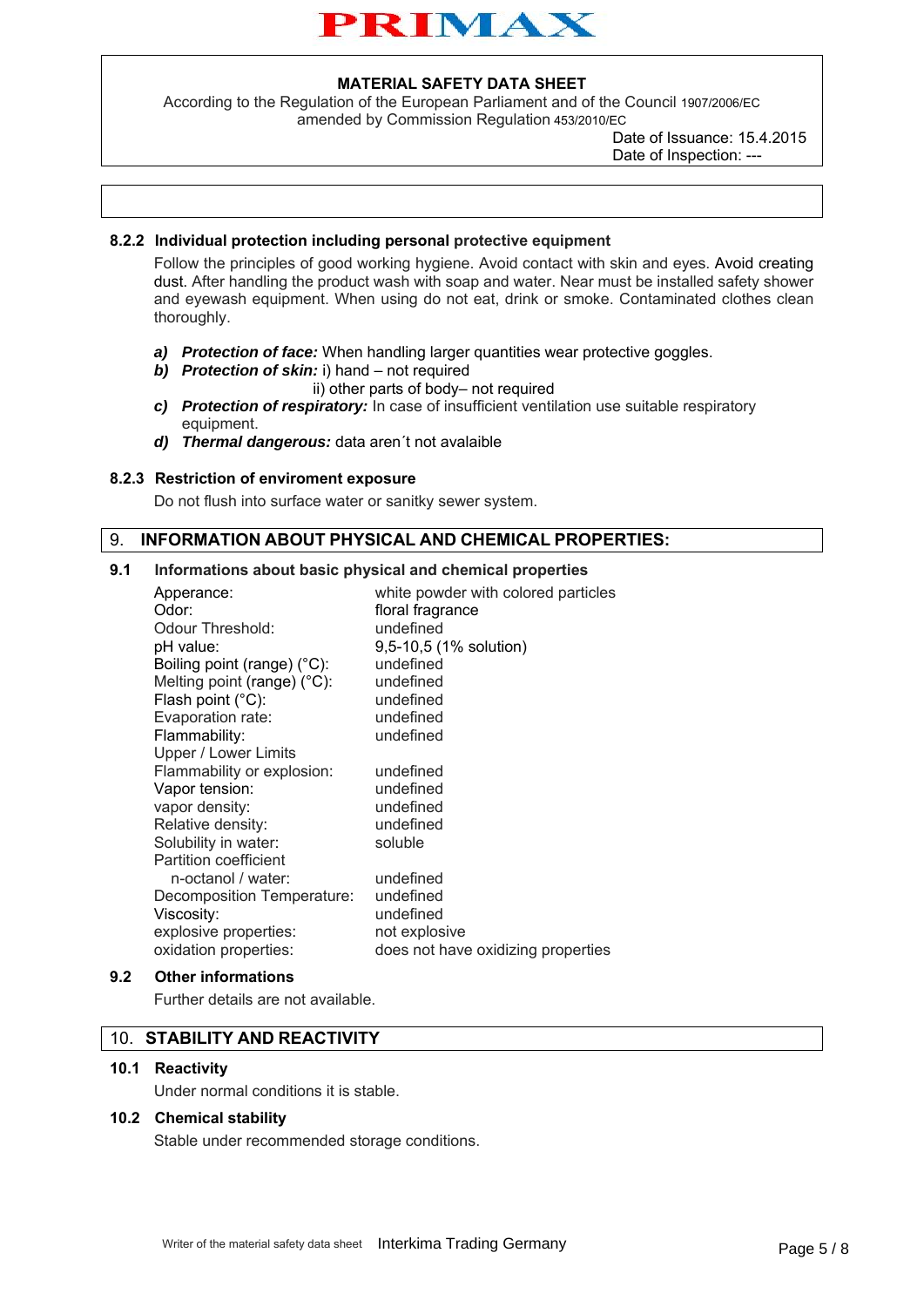### 8.2.2 Individual protection including personal protective equipment

Follow the principles of good working hygiene. Avoid contact with skin and eyes. Avoid creating dust. After handling the product wash with soap and water. Near must be installed safety shower and eyewash equipment. When using do not eat, drink or smoke. Contaminated clothes clean thoroughly.

- **a)** ***Protection of face:*** When handling larger quantities wear protective goggles.
- **b)** ***Protection of skin:*** i) hand – not required
  ii) other parts of body– not required
- **c)** ***Protection of respiratory:*** In case of insufficient ventilation use suitable respiratory equipment.
- **d)** ***Thermal dangerous:*** data aren´t not avalaible

### 8.2.3 Restriction of enviroment exposure

Do not flush into surface water or sanitky sewer system.

## 9. INFORMATION ABOUT PHYSICAL AND CHEMICAL PROPERTIES:

### 9.1 Informations about basic physical and chemical properties

| | |
|---|---|
| Apperance: | white powder with colored particles |
| Odor: | floral fragrance |
| Odour Threshold: | undefined |
| pH value: | 9,5-10,5 (1% solution) |
| Boiling point (range) (°C): | undefined |
| Melting point (range) (°C): | undefined |
| Flash point (°C): | undefined |
| Evaporation rate: | undefined |
| Flammability: | undefined |
| Upper / Lower Limits Flammability or explosion: | undefined |
| Vapor tension: | undefined |
| vapor density: | undefined |
| Relative density: | undefined |
| Solubility in water: | soluble |
| Partition coefficient n-octanol / water: | undefined |
| Decomposition Temperature: | undefined |
| Viscosity: | undefined |
| explosive properties: | not explosive |
| oxidation properties: | does not have oxidizing properties |

### 9.2 Other informations

Further details are not available.

## 10. STABILITY AND REACTIVITY

### 10.1 Reactivity

Under normal conditions it is stable.

### 10.2 Chemical stability

Stable under recommended storage conditions.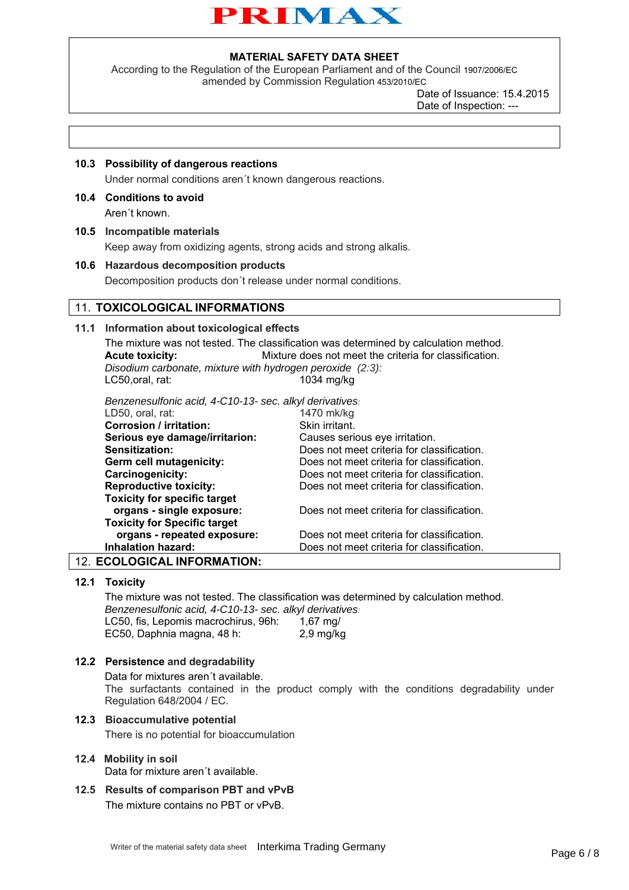### 10.3 Possibility of dangerous reactions

Under normal conditions aren´t known dangerous reactions.

### 10.4 Conditions to avoid

Aren´t known.

### 10.5 Incompatible materials

Keep away from oxidizing agents, strong acids and strong alkalis.

### 10.6 Hazardous decomposition products

Decomposition products don´t release under normal conditions.

## 11. TOXICOLOGICAL INFORMATIONS

### 11.1 Information about toxicological effects

The mixture was not tested. The classification was determined by calculation method.

**Acute toxicity:** Mixture does not meet the criteria for classification.

*Disodium carbonate, mixture with hydrogen peroxide (2:3):*

| | |
|---|---|
| LC50,oral, rat: | 1034 mg/kg |

*Benzenesulfonic acid, 4-C10-13- sec. alkyl derivatives:*

| | |
|---|---|
| LD50, oral, rat: | 1470 mk/kg |
| **Corrosion / irritation:** | Skin irritant. |
| **Serious eye damage/irritarion:** | Causes serious eye irritation. |
| **Sensitization:** | Does not meet criteria for classification. |
| **Germ cell mutagenicity:** | Does not meet criteria for classification. |
| **Carcinogenicity:** | Does not meet criteria for classification. |
| **Reproductive toxicity:** | Does not meet criteria for classification. |
| **Toxicity for specific target organs - single exposure:** | Does not meet criteria for classification. |
| **Toxicity for Specific target organs - repeated exposure:** | Does not meet criteria for classification. |
| **Inhalation hazard:** | Does not meet criteria for classification. |

## 12. ECOLOGICAL INFORMATION:

### 12.1 Toxicity

The mixture was not tested. The classification was determined by calculation method.

*Benzenesulfonic acid, 4-C10-13- sec. alkyl derivatives:*

| | |
|---|---|
| LC50, fis, Lepomis macrochirus, 96h: | 1,67 mg/ |
| EC50, Daphnia magna, 48 h: | 2,9 mg/kg |

### 12.2 Persistence and degradability

Data for mixtures aren´t available.

The surfactants contained in the product comply with the conditions degradability under Regulation 648/2004 / EC.

### 12.3 Bioaccumulative potential

There is no potential for bioaccumulation

### 12.4 Mobility in soil

Data for mixture aren´t available.

### 12.5 Results of comparison PBT and vPvB

The mixture contains no PBT or vPvB.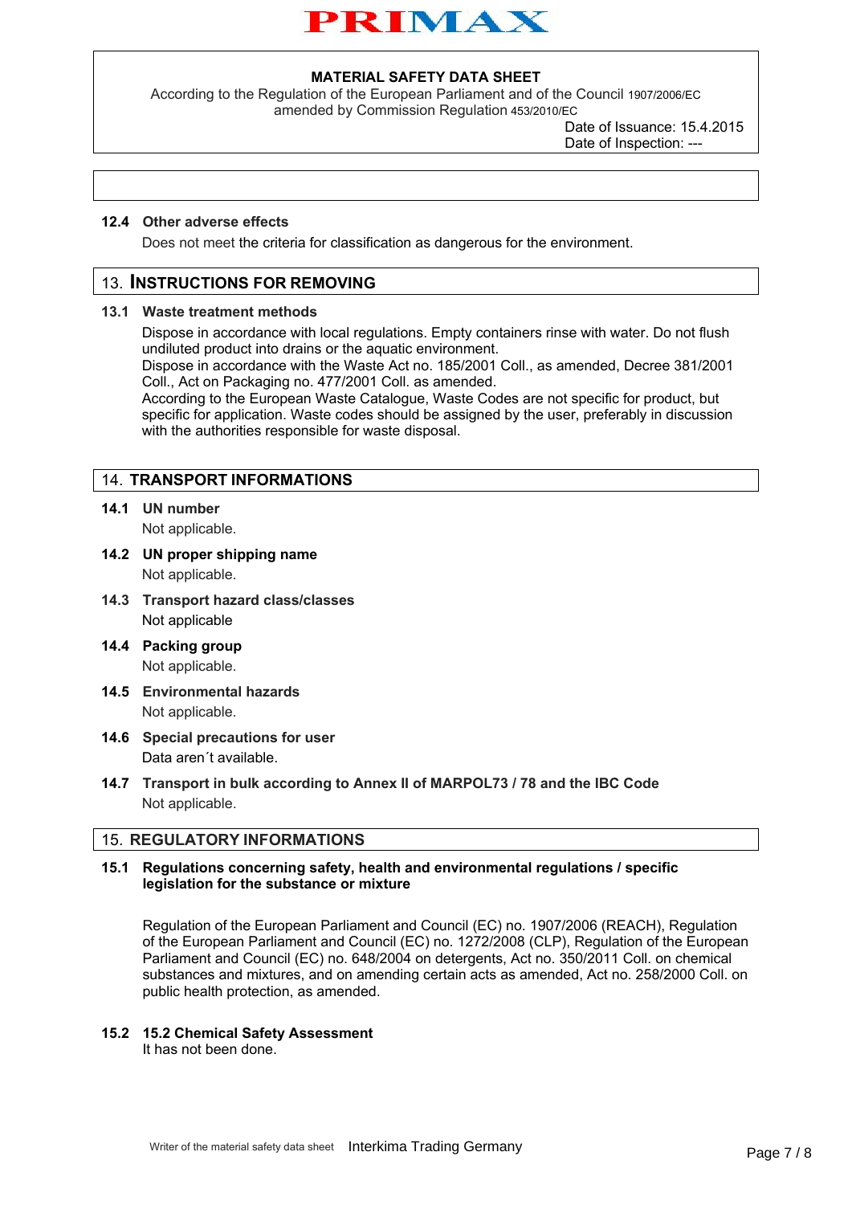### 12.4 Other adverse effects

Does not meet the criteria for classification as dangerous for the environment.

## 13. INSTRUCTIONS FOR REMOVING

### 13.1 Waste treatment methods

Dispose in accordance with local regulations. Empty containers rinse with water. Do not flush undiluted product into drains or the aquatic environment.
Dispose in accordance with the Waste Act no. 185/2001 Coll., as amended, Decree 381/2001 Coll., Act on Packaging no. 477/2001 Coll. as amended.
According to the European Waste Catalogue, Waste Codes are not specific for product, but specific for application. Waste codes should be assigned by the user, preferably in discussion with the authorities responsible for waste disposal.

## 14. TRANSPORT INFORMATIONS

### 14.1 UN number

Not applicable.

### 14.2 UN proper shipping name

Not applicable.

### 14.3 Transport hazard class/classes

Not applicable

### 14.4 Packing group

Not applicable.

### 14.5 Environmental hazards

Not applicable.

### 14.6 Special precautions for user

Data aren´t available.

### 14.7 Transport in bulk according to Annex II of MARPOL73 / 78 and the IBC Code

Not applicable.

## 15. REGULATORY INFORMATIONS

### 15.1 Regulations concerning safety, health and environmental regulations / specific legislation for the substance or mixture

Regulation of the European Parliament and Council (EC) no. 1907/2006 (REACH), Regulation of the European Parliament and Council (EC) no. 1272/2008 (CLP), Regulation of the European Parliament and Council (EC) no. 648/2004 on detergents, Act no. 350/2011 Coll. on chemical substances and mixtures, and on amending certain acts as amended, Act no. 258/2000 Coll. on public health protection, as amended.

### 15.2 15.2 Chemical Safety Assessment

It has not been done.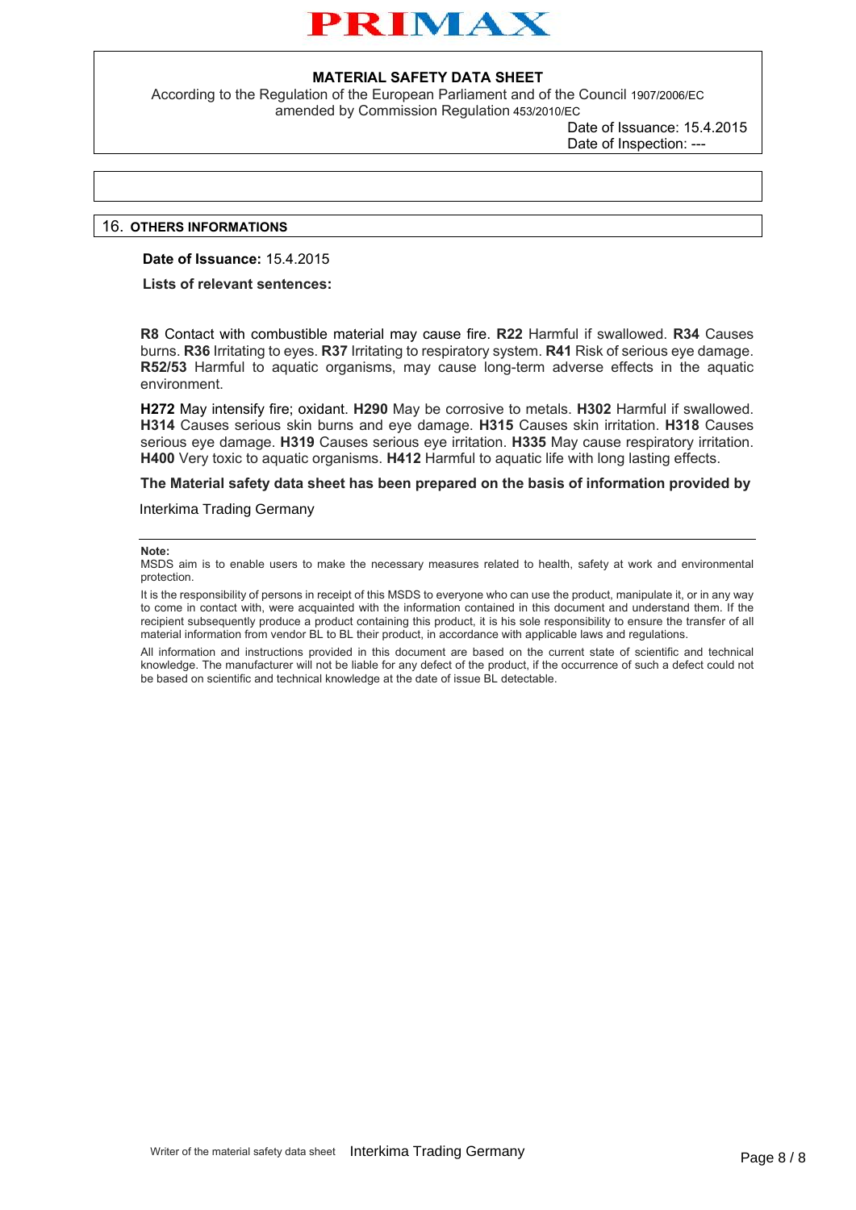## 16. OTHERS INFORMATIONS

**Date of Issuance:** 15.4.2015

**Lists of relevant sentences:**

**R8** Contact with combustible material may cause fire. **R22** Harmful if swallowed. **R34** Causes burns. **R36** Irritating to eyes. **R37** Irritating to respiratory system. **R41** Risk of serious eye damage. **R52/53** Harmful to aquatic organisms, may cause long-term adverse effects in the aquatic environment.

**H272** May intensify fire; oxidant. **H290** May be corrosive to metals. **H302** Harmful if swallowed. **H314** Causes serious skin burns and eye damage. **H315** Causes skin irritation. **H318** Causes serious eye damage. **H319** Causes serious eye irritation. **H335** May cause respiratory irritation. **H400** Very toxic to aquatic organisms. **H412** Harmful to aquatic life with long lasting effects.

**The Material safety data sheet has been prepared on the basis of information provided by**

Interkima Trading Germany

---

**Note:**

MSDS aim is to enable users to make the necessary measures related to health, safety at work and environmental protection.

It is the responsibility of persons in receipt of this MSDS to everyone who can use the product, manipulate it, or in any way to come in contact with, were acquainted with the information contained in this document and understand them. If the recipient subsequently produce a product containing this product, it is his sole responsibility to ensure the transfer of all material information from vendor BL to BL their product, in accordance with applicable laws and regulations.

All information and instructions provided in this document are based on the current state of scientific and technical knowledge. The manufacturer will not be liable for any defect of the product, if the occurrence of such a defect could not be based on scientific and technical knowledge at the date of issue BL detectable.

Writer of the material safety data sheet Interkima Trading Germany